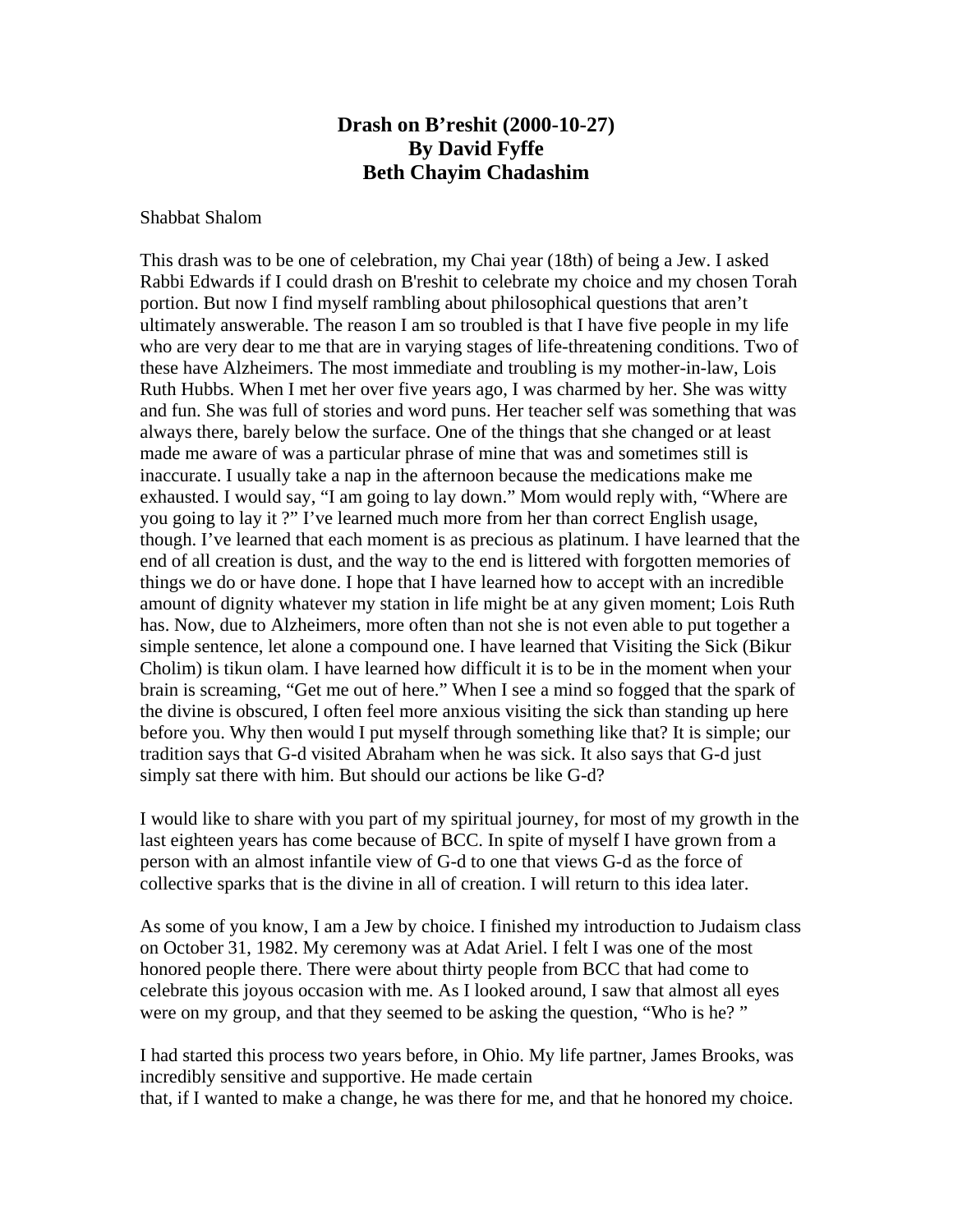**Drash on B'reshit (2000-10-27)**
**By David Fyffe**
**Beth Chayim Chadashim**

Shabbat Shalom

This drash was to be one of celebration, my Chai year (18th) of being a Jew. I asked Rabbi Edwards if I could drash on B'reshit to celebrate my choice and my chosen Torah portion. But now I find myself rambling about philosophical questions that aren't ultimately answerable. The reason I am so troubled is that I have five people in my life who are very dear to me that are in varying stages of life-threatening conditions. Two of these have Alzheimers. The most immediate and troubling is my mother-in-law, Lois Ruth Hubbs. When I met her over five years ago, I was charmed by her. She was witty and fun. She was full of stories and word puns. Her teacher self was something that was always there, barely below the surface. One of the things that she changed or at least made me aware of was a particular phrase of mine that was and sometimes still is inaccurate. I usually take a nap in the afternoon because the medications make me exhausted. I would say, "I am going to lay down." Mom would reply with, "Where are you going to lay it ?" I've learned much more from her than correct English usage, though. I've learned that each moment is as precious as platinum. I have learned that the end of all creation is dust, and the way to the end is littered with forgotten memories of things we do or have done. I hope that I have learned how to accept with an incredible amount of dignity whatever my station in life might be at any given moment; Lois Ruth has. Now, due to Alzheimers, more often than not she is not even able to put together a simple sentence, let alone a compound one. I have learned that Visiting the Sick (Bikur Cholim) is tikun olam. I have learned how difficult it is to be in the moment when your brain is screaming, "Get me out of here." When I see a mind so fogged that the spark of the divine is obscured, I often feel more anxious visiting the sick than standing up here before you. Why then would I put myself through something like that? It is simple; our tradition says that G-d visited Abraham when he was sick. It also says that G-d just simply sat there with him. But should our actions be like G-d?

I would like to share with you part of my spiritual journey, for most of my growth in the last eighteen years has come because of BCC. In spite of myself I have grown from a person with an almost infantile view of G-d to one that views G-d as the force of collective sparks that is the divine in all of creation. I will return to this idea later.

As some of you know, I am a Jew by choice. I finished my introduction to Judaism class on October 31, 1982. My ceremony was at Adat Ariel. I felt I was one of the most honored people there. There were about thirty people from BCC that had come to celebrate this joyous occasion with me. As I looked around, I saw that almost all eyes were on my group, and that they seemed to be asking the question, "Who is he? "

I had started this process two years before, in Ohio. My life partner, James Brooks, was incredibly sensitive and supportive. He made certain that, if I wanted to make a change, he was there for me, and that he honored my choice.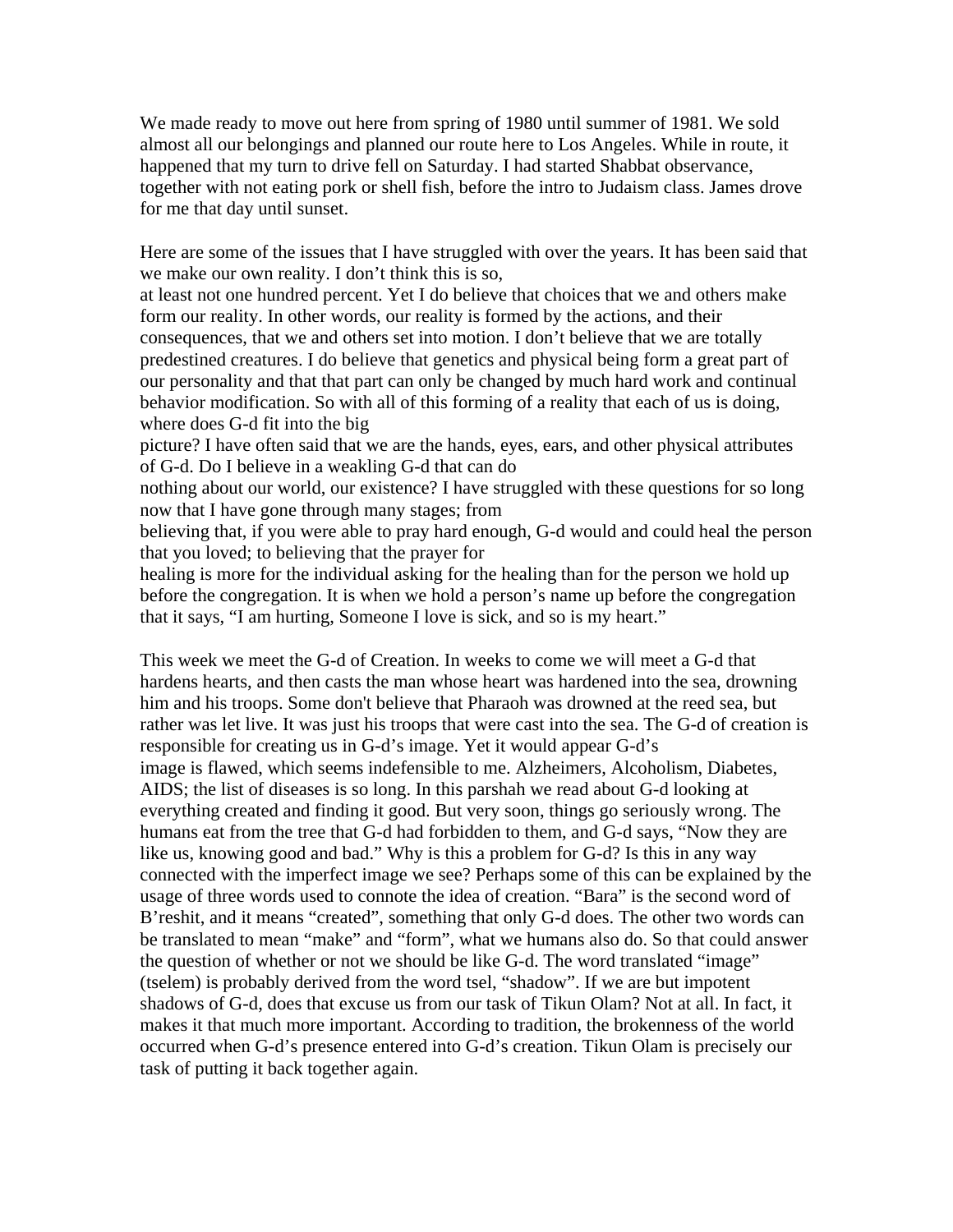We made ready to move out here from spring of 1980 until summer of 1981. We sold almost all our belongings and planned our route here to Los Angeles. While in route, it happened that my turn to drive fell on Saturday. I had started Shabbat observance, together with not eating pork or shell fish, before the intro to Judaism class. James drove for me that day until sunset.

Here are some of the issues that I have struggled with over the years. It has been said that we make our own reality. I don't think this is so, at least not one hundred percent. Yet I do believe that choices that we and others make form our reality. In other words, our reality is formed by the actions, and their consequences, that we and others set into motion. I don't believe that we are totally predestined creatures. I do believe that genetics and physical being form a great part of our personality and that that part can only be changed by much hard work and continual behavior modification. So with all of this forming of a reality that each of us is doing, where does G-d fit into the big picture? I have often said that we are the hands, eyes, ears, and other physical attributes of G-d. Do I believe in a weakling G-d that can do nothing about our world, our existence? I have struggled with these questions for so long now that I have gone through many stages; from believing that, if you were able to pray hard enough, G-d would and could heal the person that you loved; to believing that the prayer for healing is more for the individual asking for the healing than for the person we hold up before the congregation. It is when we hold a person's name up before the congregation that it says, "I am hurting, Someone I love is sick, and so is my heart."

This week we meet the G-d of Creation. In weeks to come we will meet a G-d that hardens hearts, and then casts the man whose heart was hardened into the sea, drowning him and his troops. Some don't believe that Pharaoh was drowned at the reed sea, but rather was let live. It was just his troops that were cast into the sea. The G-d of creation is responsible for creating us in G-d's image. Yet it would appear G-d's image is flawed, which seems indefensible to me. Alzheimers, Alcoholism, Diabetes, AIDS; the list of diseases is so long. In this parshah we read about G-d looking at everything created and finding it good. But very soon, things go seriously wrong. The humans eat from the tree that G-d had forbidden to them, and G-d says, "Now they are like us, knowing good and bad." Why is this a problem for G-d? Is this in any way connected with the imperfect image we see? Perhaps some of this can be explained by the usage of three words used to connote the idea of creation. "Bara" is the second word of B'reshit, and it means "created", something that only G-d does. The other two words can be translated to mean "make" and "form", what we humans also do. So that could answer the question of whether or not we should be like G-d. The word translated "image" (tselem) is probably derived from the word tsel, "shadow". If we are but impotent shadows of G-d, does that excuse us from our task of Tikun Olam? Not at all. In fact, it makes it that much more important. According to tradition, the brokenness of the world occurred when G-d's presence entered into G-d's creation. Tikun Olam is precisely our task of putting it back together again.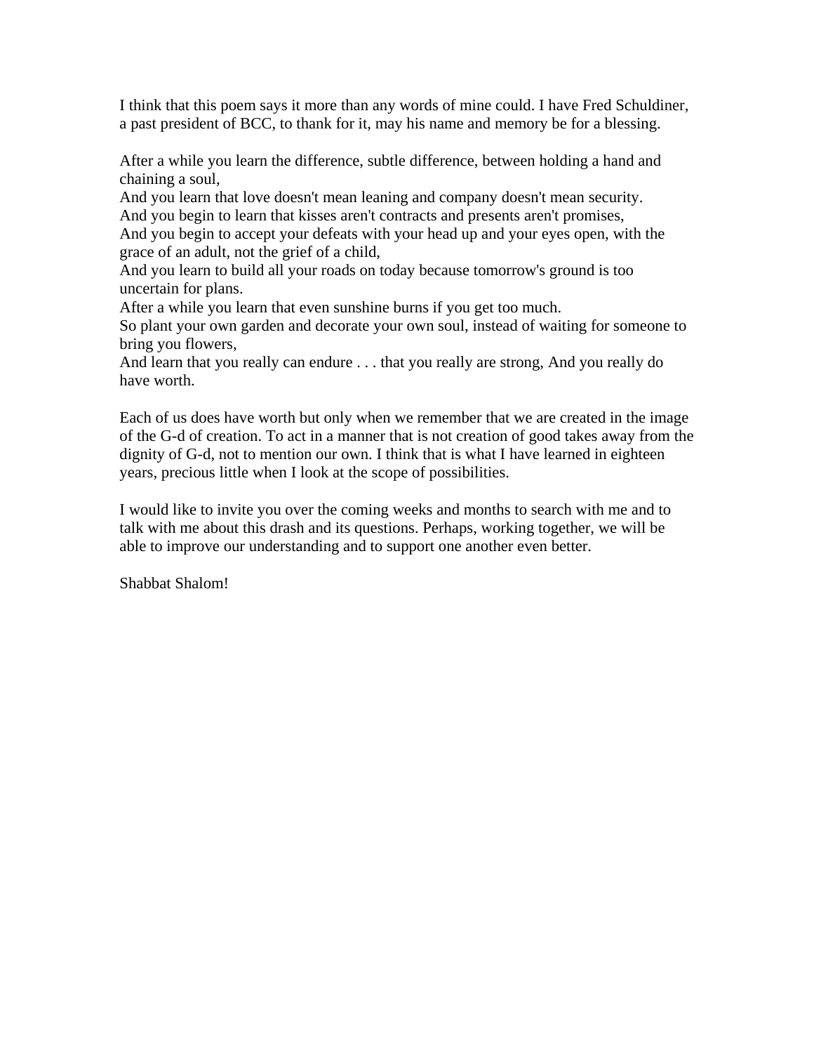I think that this poem says it more than any words of mine could. I have Fred Schuldiner, a past president of BCC, to thank for it, may his name and memory be for a blessing.

After a while you learn the difference, subtle difference, between holding a hand and chaining a soul,
And you learn that love doesn't mean leaning and company doesn't mean security.
And you begin to learn that kisses aren't contracts and presents aren't promises,
And you begin to accept your defeats with your head up and your eyes open, with the grace of an adult, not the grief of a child,
And you learn to build all your roads on today because tomorrow's ground is too uncertain for plans.
After a while you learn that even sunshine burns if you get too much.
So plant your own garden and decorate your own soul, instead of waiting for someone to bring you flowers,
And learn that you really can endure . . . that you really are strong, And you really do have worth.

Each of us does have worth but only when we remember that we are created in the image of the G-d of creation. To act in a manner that is not creation of good takes away from the dignity of G-d, not to mention our own. I think that is what I have learned in eighteen years, precious little when I look at the scope of possibilities.

I would like to invite you over the coming weeks and months to search with me and to talk with me about this drash and its questions. Perhaps, working together, we will be able to improve our understanding and to support one another even better.

Shabbat Shalom!